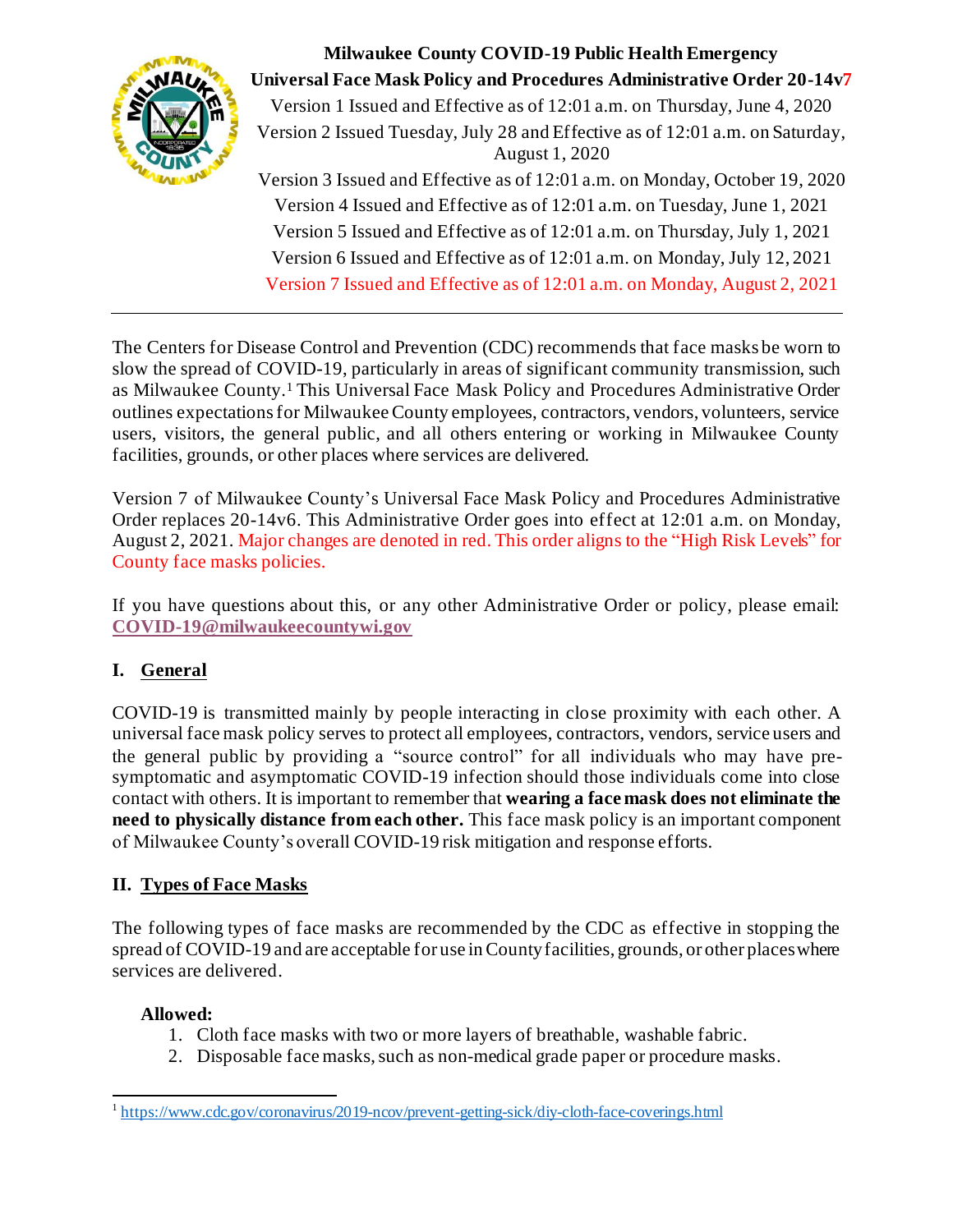# Milwaukee County COVID-19 Public Health Emergency

## Universal Face Mask Policy and Procedures Administrative Order 20-14v7

Version 1 Issued and Effective as of 12:01 a.m. on Thursday, June 4, 2020

Version 2 Issued Tuesday, July 28 and Effective as of 12:01 a.m. on Saturday, August 1, 2020

Version 3 Issued and Effective as of 12:01 a.m. on Monday, October 19, 2020

Version 4 Issued and Effective as of 12:01 a.m. on Tuesday, June 1, 2021

Version 5 Issued and Effective as of 12:01 a.m. on Thursday, July 1, 2021

Version 6 Issued and Effective as of 12:01 a.m. on Monday, July 12, 2021

Version 7 Issued and Effective as of 12:01 a.m. on Monday, August 2, 2021

---

The Centers for Disease Control and Prevention (CDC) recommends that face masks be worn to slow the spread of COVID-19, particularly in areas of significant community transmission, such as Milwaukee County.[1] This Universal Face Mask Policy and Procedures Administrative Order outlines expectations for Milwaukee County employees, contractors, vendors, volunteers, service users, visitors, the general public, and all others entering or working in Milwaukee County facilities, grounds, or other places where services are delivered.

Version 7 of Milwaukee County's Universal Face Mask Policy and Procedures Administrative Order replaces 20-14v6. This Administrative Order goes into effect at 12:01 a.m. on Monday, August 2, 2021. Major changes are denoted in red. This order aligns to the "High Risk Levels" for County face masks policies.

If you have questions about this, or any other Administrative Order or policy, please email: **COVID-19@milwaukeecountywi.gov**

## I. General

COVID-19 is transmitted mainly by people interacting in close proximity with each other. A universal face mask policy serves to protect all employees, contractors, vendors, service users and the general public by providing a "source control" for all individuals who may have pre-symptomatic and asymptomatic COVID-19 infection should those individuals come into close contact with others. It is important to remember that **wearing a face mask does not eliminate the need to physically distance from each other.** This face mask policy is an important component of Milwaukee County's overall COVID-19 risk mitigation and response efforts.

## II. Types of Face Masks

The following types of face masks are recommended by the CDC as effective in stopping the spread of COVID-19 and are acceptable for use in County facilities, grounds, or other places where services are delivered.

**Allowed:**

1. Cloth face masks with two or more layers of breathable, washable fabric.
2. Disposable face masks, such as non-medical grade paper or procedure masks.

---

[1] https://www.cdc.gov/coronavirus/2019-ncov/prevent-getting-sick/diy-cloth-face-coverings.html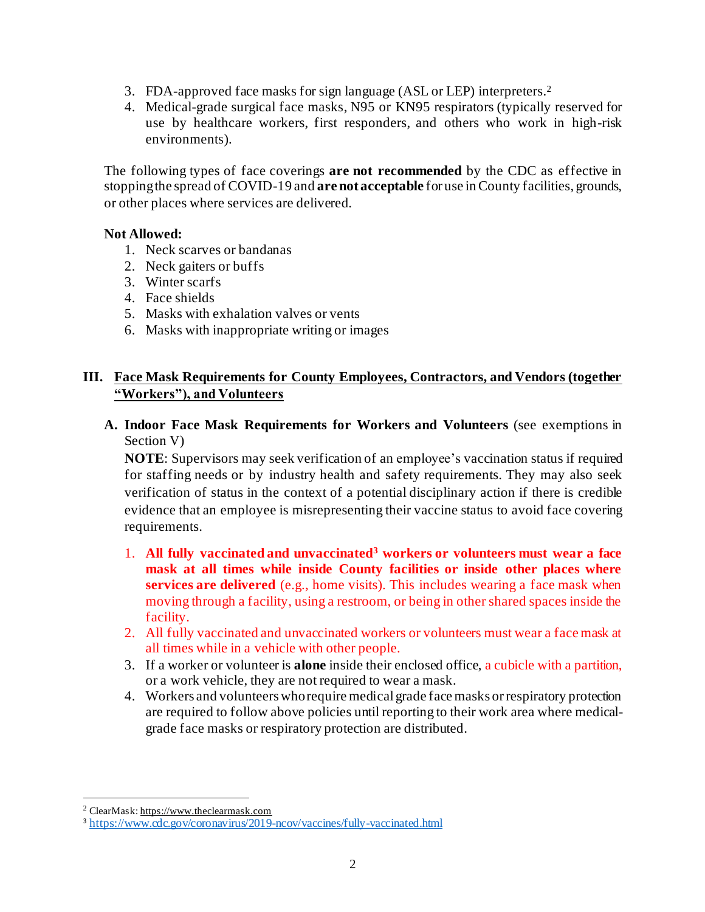3. FDA-approved face masks for sign language (ASL or LEP) interpreters.[2]
4. Medical-grade surgical face masks, N95 or KN95 respirators (typically reserved for use by healthcare workers, first responders, and others who work in high-risk environments).

The following types of face coverings **are not recommended** by the CDC as effective in stopping the spread of COVID-19 and **are not acceptable** for use in County facilities, grounds, or other places where services are delivered.

**Not Allowed:**

1. Neck scarves or bandanas
2. Neck gaiters or buffs
3. Winter scarfs
4. Face shields
5. Masks with exhalation valves or vents
6. Masks with inappropriate writing or images

## III. Face Mask Requirements for County Employees, Contractors, and Vendors (together "Workers"), and Volunteers

### A. Indoor Face Mask Requirements for Workers and Volunteers (see exemptions in Section V)

**NOTE**: Supervisors may seek verification of an employee's vaccination status if required for staffing needs or by industry health and safety requirements. They may also seek verification of status in the context of a potential disciplinary action if there is credible evidence that an employee is misrepresenting their vaccine status to avoid face covering requirements.

1. **All fully vaccinated and unvaccinated[3] workers or volunteers must wear a face mask at all times while inside County facilities or inside other places where services are delivered** (e.g., home visits). This includes wearing a face mask when moving through a facility, using a restroom, or being in other shared spaces inside the facility.
2. All fully vaccinated and unvaccinated workers or volunteers must wear a face mask at all times while in a vehicle with other people.
3. If a worker or volunteer is **alone** inside their enclosed office, a cubicle with a partition, or a work vehicle, they are not required to wear a mask.
4. Workers and volunteers who require medical grade face masks or respiratory protection are required to follow above policies until reporting to their work area where medical-grade face masks or respiratory protection are distributed.

---

[2] ClearMask: https://www.theclearmask.com

[3] https://www.cdc.gov/coronavirus/2019-ncov/vaccines/fully-vaccinated.html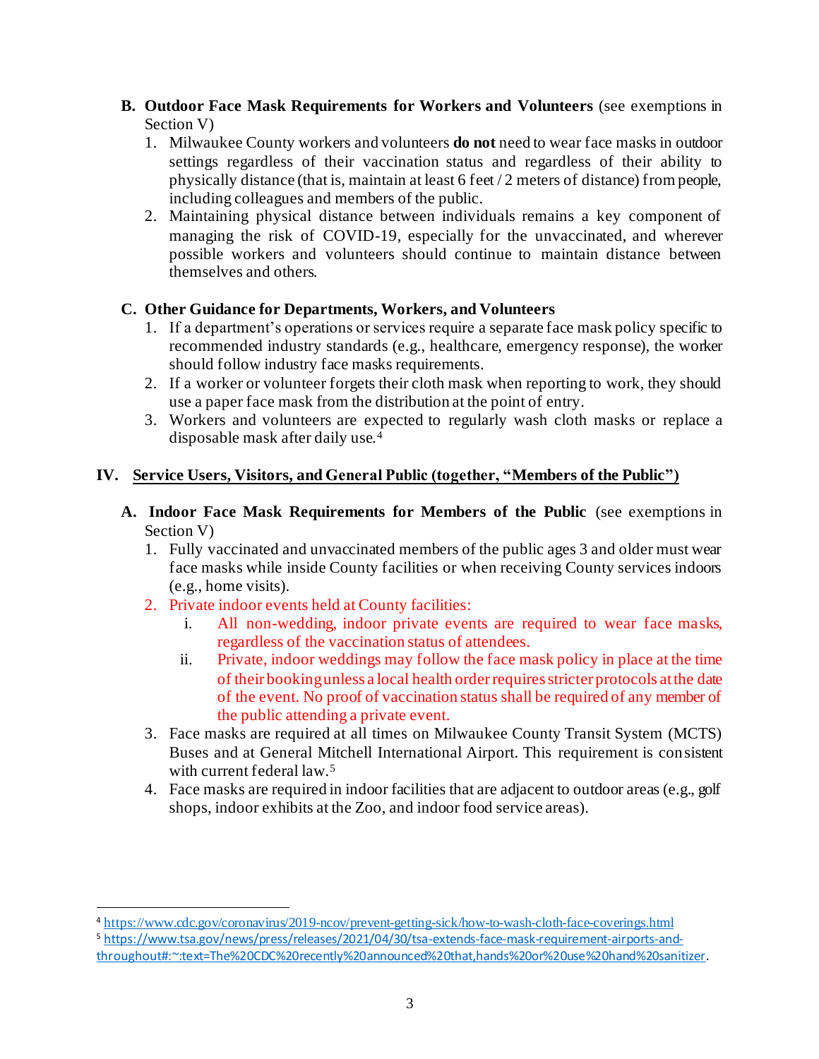**B. Outdoor Face Mask Requirements for Workers and Volunteers** (see exemptions in Section V)

1. Milwaukee County workers and volunteers **do not** need to wear face masks in outdoor settings regardless of their vaccination status and regardless of their ability to physically distance (that is, maintain at least 6 feet / 2 meters of distance) from people, including colleagues and members of the public.
2. Maintaining physical distance between individuals remains a key component of managing the risk of COVID-19, especially for the unvaccinated, and wherever possible workers and volunteers should continue to maintain distance between themselves and others.

**C. Other Guidance for Departments, Workers, and Volunteers**

1. If a department's operations or services require a separate face mask policy specific to recommended industry standards (e.g., healthcare, emergency response), the worker should follow industry face masks requirements.
2. If a worker or volunteer forgets their cloth mask when reporting to work, they should use a paper face mask from the distribution at the point of entry.
3. Workers and volunteers are expected to regularly wash cloth masks or replace a disposable mask after daily use.[4]

## IV. Service Users, Visitors, and General Public (together, "Members of the Public")

**A. Indoor Face Mask Requirements for Members of the Public** (see exemptions in Section V)

1. Fully vaccinated and unvaccinated members of the public ages 3 and older must wear face masks while inside County facilities or when receiving County services indoors (e.g., home visits).
2. Private indoor events held at County facilities:
   i. All non-wedding, indoor private events are required to wear face masks, regardless of the vaccination status of attendees.
   ii. Private, indoor weddings may follow the face mask policy in place at the time of their booking unless a local health order requires stricter protocols at the date of the event. No proof of vaccination status shall be required of any member of the public attending a private event.
3. Face masks are required at all times on Milwaukee County Transit System (MCTS) Buses and at General Mitchell International Airport. This requirement is consistent with current federal law.[5]
4. Face masks are required in indoor facilities that are adjacent to outdoor areas (e.g., golf shops, indoor exhibits at the Zoo, and indoor food service areas).

---

[4] https://www.cdc.gov/coronavirus/2019-ncov/prevent-getting-sick/how-to-wash-cloth-face-coverings.html

[5] https://www.tsa.gov/news/press/releases/2021/04/30/tsa-extends-face-mask-requirement-airports-and-throughout#:~:text=The%20CDC%20recently%20announced%20that,hands%20or%20use%20hand%20sanitizer.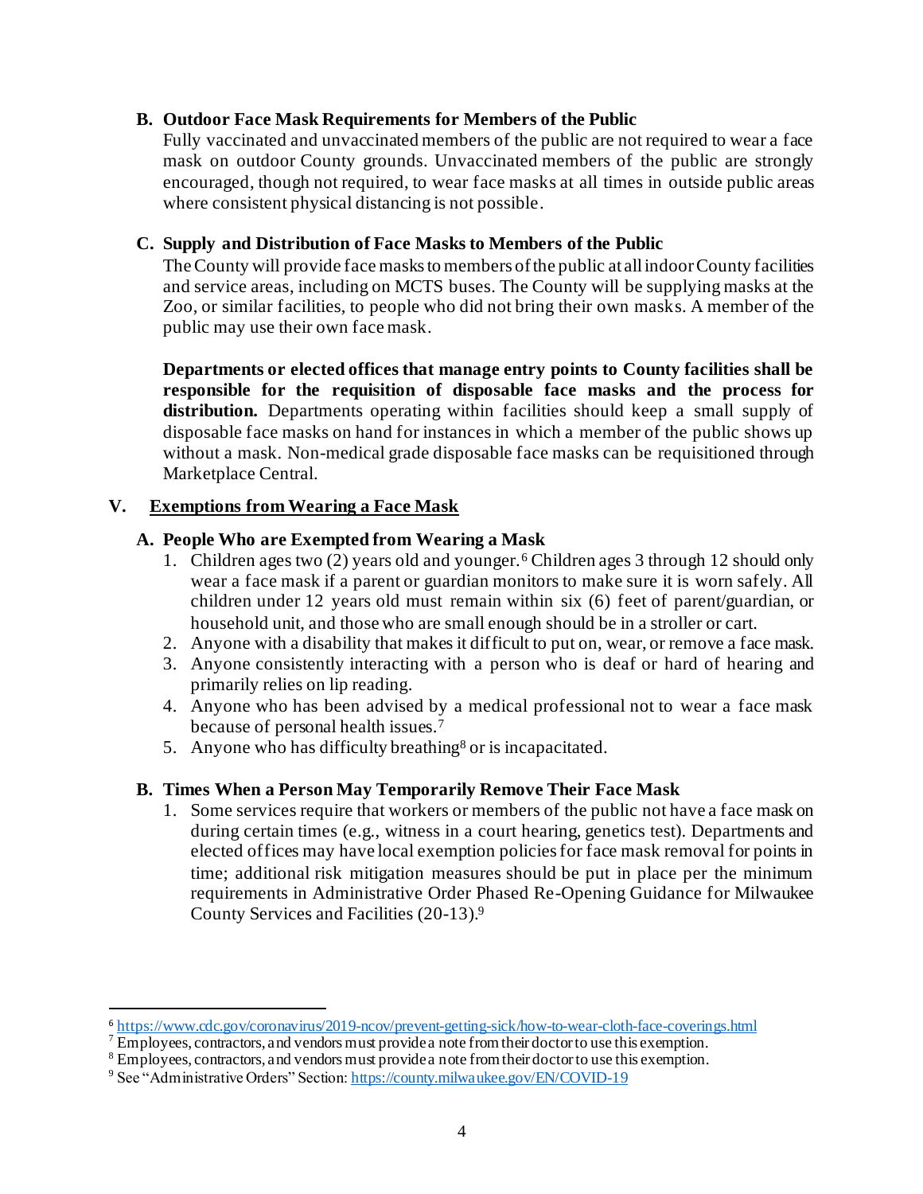### B. Outdoor Face Mask Requirements for Members of the Public

Fully vaccinated and unvaccinated members of the public are not required to wear a face mask on outdoor County grounds. Unvaccinated members of the public are strongly encouraged, though not required, to wear face masks at all times in outside public areas where consistent physical distancing is not possible.

### C. Supply and Distribution of Face Masks to Members of the Public

The County will provide face masks to members of the public at all indoor County facilities and service areas, including on MCTS buses. The County will be supplying masks at the Zoo, or similar facilities, to people who did not bring their own masks. A member of the public may use their own face mask.

**Departments or elected offices that manage entry points to County facilities shall be responsible for the requisition of disposable face masks and the process for distribution.** Departments operating within facilities should keep a small supply of disposable face masks on hand for instances in which a member of the public shows up without a mask. Non-medical grade disposable face masks can be requisitioned through Marketplace Central.

## V. Exemptions from Wearing a Face Mask

### A. People Who are Exempted from Wearing a Mask

1. Children ages two (2) years old and younger.[6] Children ages 3 through 12 should only wear a face mask if a parent or guardian monitors to make sure it is worn safely. All children under 12 years old must remain within six (6) feet of parent/guardian, or household unit, and those who are small enough should be in a stroller or cart.
2. Anyone with a disability that makes it difficult to put on, wear, or remove a face mask.
3. Anyone consistently interacting with a person who is deaf or hard of hearing and primarily relies on lip reading.
4. Anyone who has been advised by a medical professional not to wear a face mask because of personal health issues.[7]
5. Anyone who has difficulty breathing[8] or is incapacitated.

### B. Times When a Person May Temporarily Remove Their Face Mask

1. Some services require that workers or members of the public not have a face mask on during certain times (e.g., witness in a court hearing, genetics test). Departments and elected offices may have local exemption policies for face mask removal for points in time; additional risk mitigation measures should be put in place per the minimum requirements in Administrative Order Phased Re-Opening Guidance for Milwaukee County Services and Facilities (20-13).[9]

---

[6] https://www.cdc.gov/coronavirus/2019-ncov/prevent-getting-sick/how-to-wear-cloth-face-coverings.html

[7] Employees, contractors, and vendors must provide a note from their doctor to use this exemption.

[8] Employees, contractors, and vendors must provide a note from their doctor to use this exemption.

[9] See "Administrative Orders" Section: https://county.milwaukee.gov/EN/COVID-19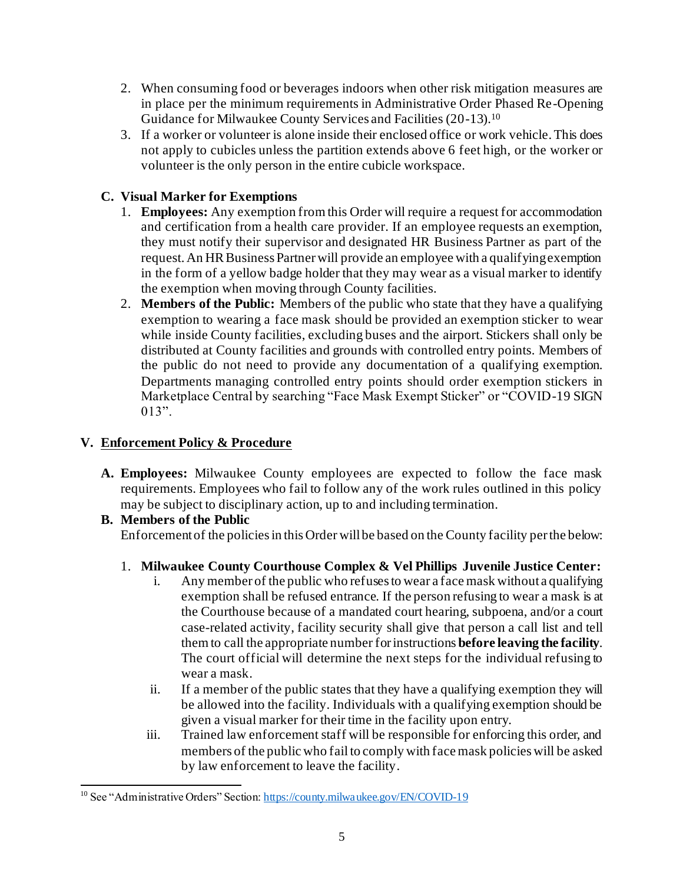2. When consuming food or beverages indoors when other risk mitigation measures are in place per the minimum requirements in Administrative Order Phased Re-Opening Guidance for Milwaukee County Services and Facilities (20-13).[10]
3. If a worker or volunteer is alone inside their enclosed office or work vehicle. This does not apply to cubicles unless the partition extends above 6 feet high, or the worker or volunteer is the only person in the entire cubicle workspace.

### C. Visual Marker for Exemptions

1. **Employees:** Any exemption from this Order will require a request for accommodation and certification from a health care provider. If an employee requests an exemption, they must notify their supervisor and designated HR Business Partner as part of the request. An HR Business Partner will provide an employee with a qualifying exemption in the form of a yellow badge holder that they may wear as a visual marker to identify the exemption when moving through County facilities.
2. **Members of the Public:** Members of the public who state that they have a qualifying exemption to wearing a face mask should be provided an exemption sticker to wear while inside County facilities, excluding buses and the airport. Stickers shall only be distributed at County facilities and grounds with controlled entry points. Members of the public do not need to provide any documentation of a qualifying exemption. Departments managing controlled entry points should order exemption stickers in Marketplace Central by searching "Face Mask Exempt Sticker" or "COVID-19 SIGN 013".

## V. Enforcement Policy & Procedure

**A. Employees:** Milwaukee County employees are expected to follow the face mask requirements. Employees who fail to follow any of the work rules outlined in this policy may be subject to disciplinary action, up to and including termination.

**B. Members of the Public**

Enforcement of the policies in this Order will be based on the County facility per the below:

1. **Milwaukee County Courthouse Complex & Vel Phillips Juvenile Justice Center:**
   i. Any member of the public who refuses to wear a face mask without a qualifying exemption shall be refused entrance. If the person refusing to wear a mask is at the Courthouse because of a mandated court hearing, subpoena, and/or a court case-related activity, facility security shall give that person a call list and tell them to call the appropriate number for instructions **before leaving the facility**. The court official will determine the next steps for the individual refusing to wear a mask.
   ii. If a member of the public states that they have a qualifying exemption they will be allowed into the facility. Individuals with a qualifying exemption should be given a visual marker for their time in the facility upon entry.
   iii. Trained law enforcement staff will be responsible for enforcing this order, and members of the public who fail to comply with face mask policies will be asked by law enforcement to leave the facility.

---

[10] See "Administrative Orders" Section: https://county.milwaukee.gov/EN/COVID-19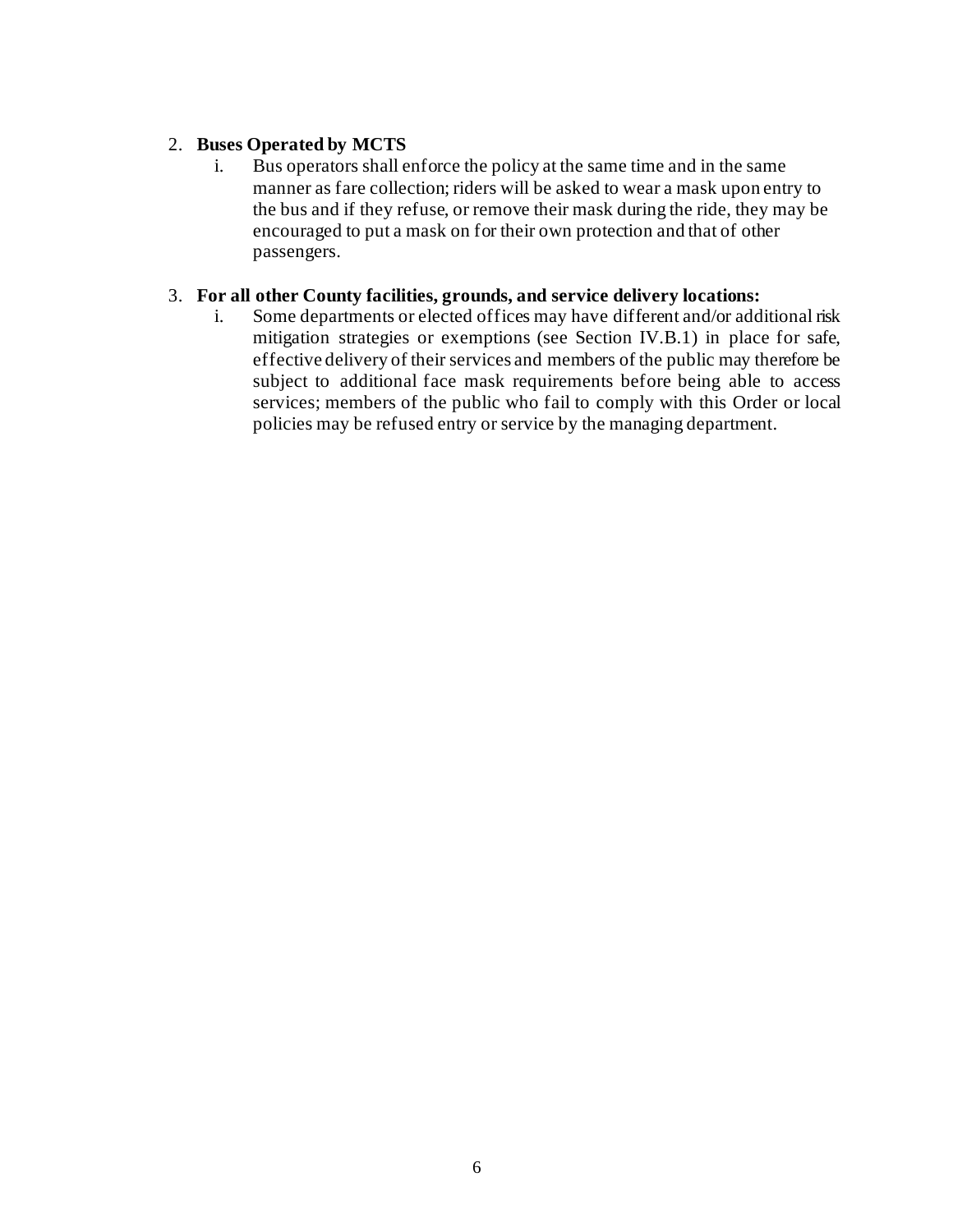2. **Buses Operated by MCTS**
   i. Bus operators shall enforce the policy at the same time and in the same manner as fare collection; riders will be asked to wear a mask upon entry to the bus and if they refuse, or remove their mask during the ride, they may be encouraged to put a mask on for their own protection and that of other passengers.

3. **For all other County facilities, grounds, and service delivery locations:**
   i. Some departments or elected offices may have different and/or additional risk mitigation strategies or exemptions (see Section IV.B.1) in place for safe, effective delivery of their services and members of the public may therefore be subject to additional face mask requirements before being able to access services; members of the public who fail to comply with this Order or local policies may be refused entry or service by the managing department.